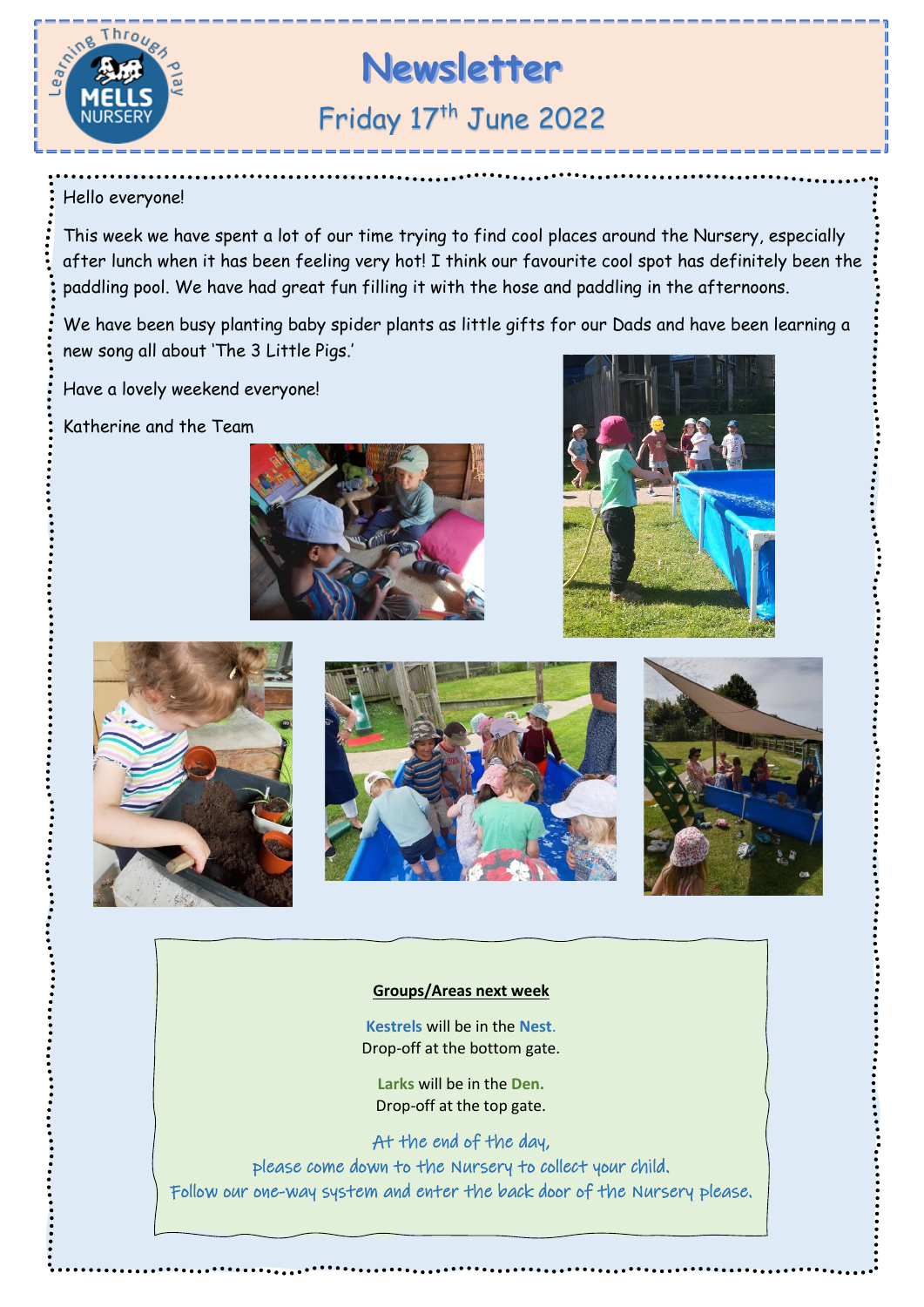# Newsletter

## Friday 17th June 2022

Hello everyone!

This week we have spent a lot of our time trying to find cool places around the Nursery, especially after lunch when it has been feeling very hot! I think our favourite cool spot has definitely been the paddling pool. We have had great fun filling it with the hose and paddling in the afternoons.

We have been busy planting baby spider plants as little gifts for our Dads and have been learning a new song all about 'The 3 Little Pigs.'

Have a lovely weekend everyone!

Katherine and the Team

**Groups/Areas next week**

**Kestrels** will be in the **Nest**.
Drop-off at the bottom gate.

**Larks** will be in the **Den.**
Drop-off at the top gate.

At the end of the day,
please come down to the Nursery to collect your child.
Follow our one-way system and enter the back door of the Nursery please.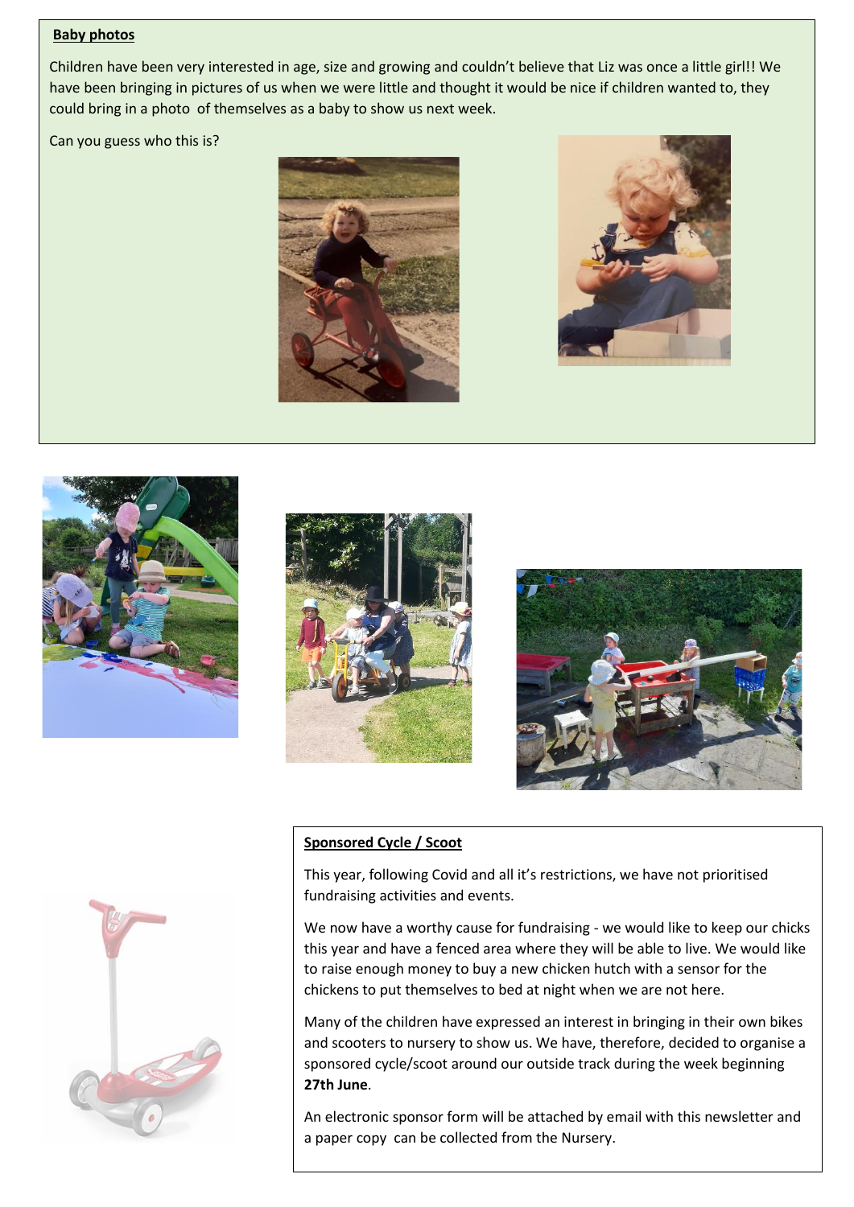**Baby photos**

Children have been very interested in age, size and growing and couldn't believe that Liz was once a little girl!! We have been bringing in pictures of us when we were little and thought it would be nice if children wanted to, they could bring in a photo of themselves as a baby to show us next week.

Can you guess who this is?

**Sponsored Cycle / Scoot**

This year, following Covid and all it's restrictions, we have not prioritised fundraising activities and events.

We now have a worthy cause for fundraising - we would like to keep our chicks this year and have a fenced area where they will be able to live. We would like to raise enough money to buy a new chicken hutch with a sensor for the chickens to put themselves to bed at night when we are not here.

Many of the children have expressed an interest in bringing in their own bikes and scooters to nursery to show us. We have, therefore, decided to organise a sponsored cycle/scoot around our outside track during the week beginning **27th June**.

An electronic sponsor form will be attached by email with this newsletter and a paper copy can be collected from the Nursery.